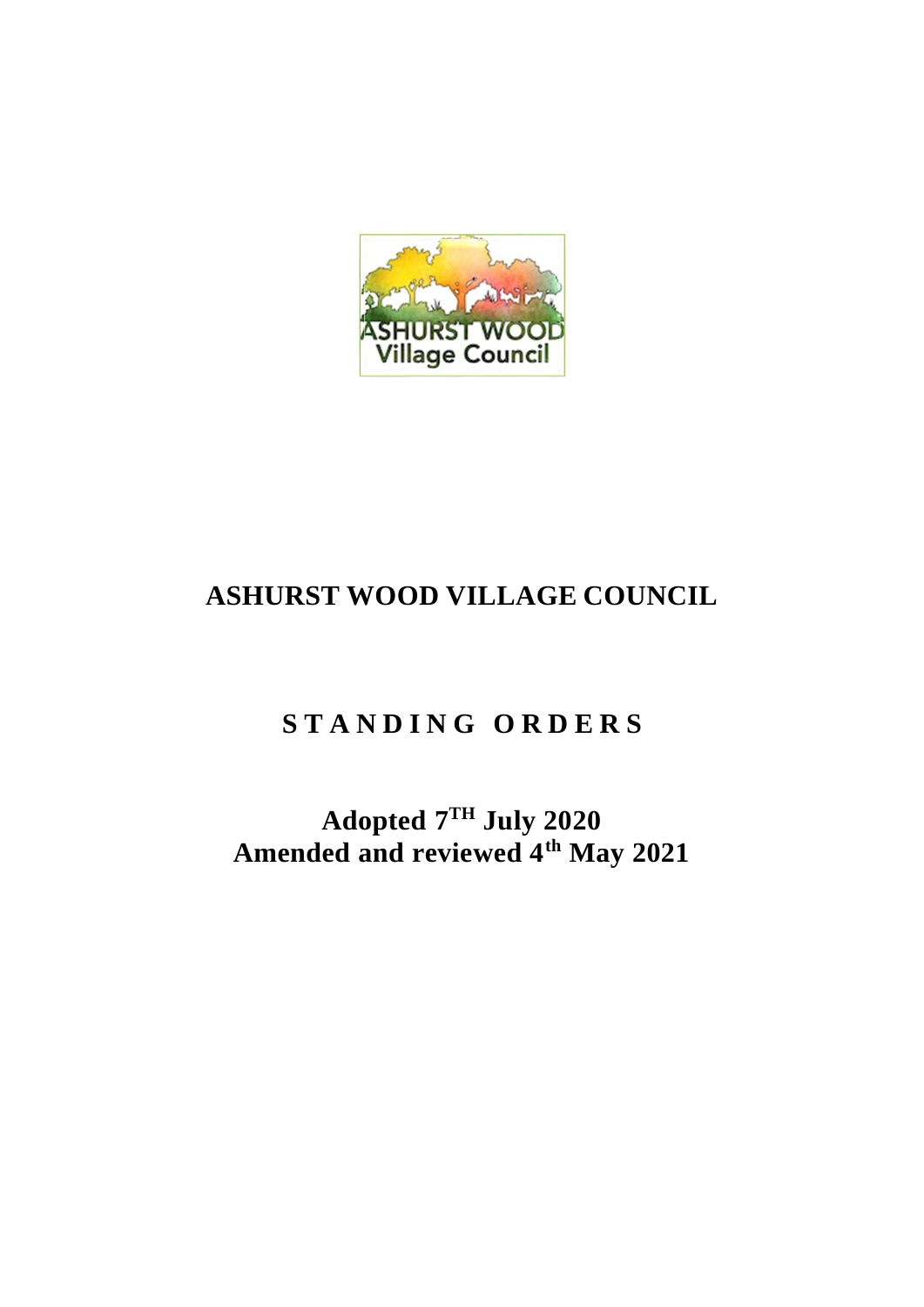# ASHURST WOOD VILLAGE COUNCIL

## S T A N D I N G  O R D E R S

**Adopted 7$^{TH}$ July 2020**
**Amended and reviewed 4$^{th}$ May 2021**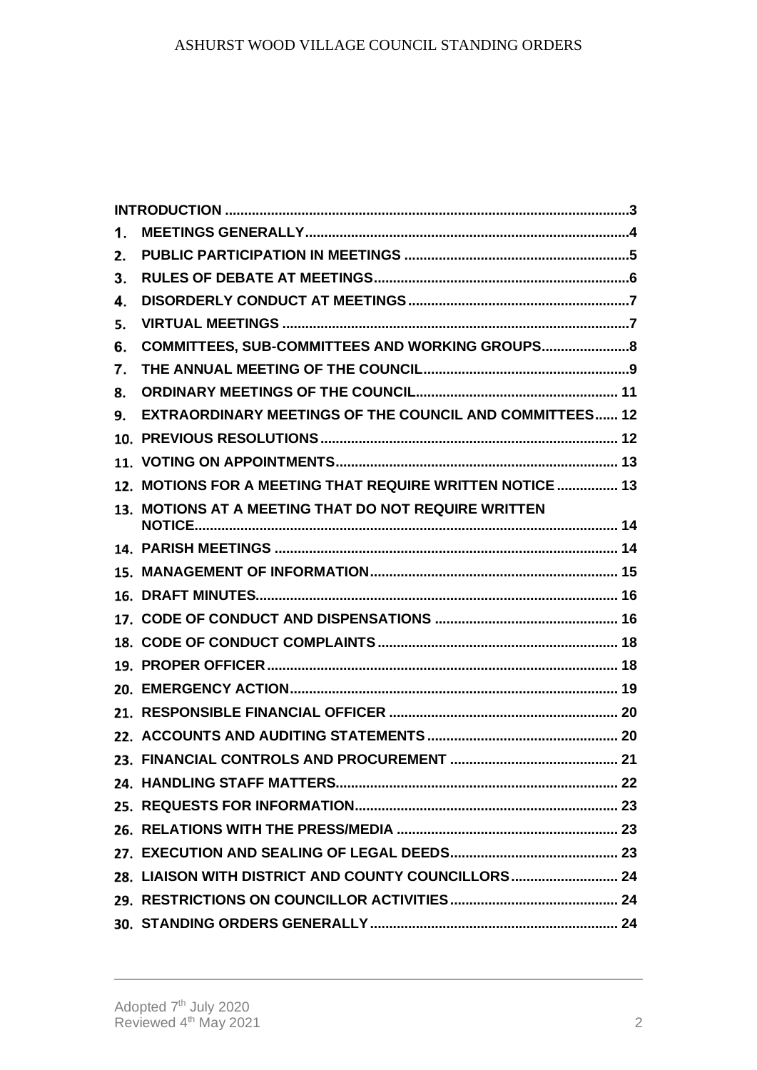| | | |
|---|---|---|
| **INTRODUCTION** | | **3** |
| **1.** | **MEETINGS GENERALLY** | **4** |
| **2.** | **PUBLIC PARTICIPATION IN MEETINGS** | **5** |
| **3.** | **RULES OF DEBATE AT MEETINGS** | **6** |
| **4.** | **DISORDERLY CONDUCT AT MEETINGS** | **7** |
| **5.** | **VIRTUAL MEETINGS** | **7** |
| **6.** | **COMMITTEES, SUB-COMMITTEES AND WORKING GROUPS** | **8** |
| **7.** | **THE ANNUAL MEETING OF THE COUNCIL** | **9** |
| **8.** | **ORDINARY MEETINGS OF THE COUNCIL** | **11** |
| **9.** | **EXTRAORDINARY MEETINGS OF THE COUNCIL AND COMMITTEES** | **12** |
| **10.** | **PREVIOUS RESOLUTIONS** | **12** |
| **11.** | **VOTING ON APPOINTMENTS** | **13** |
| **12.** | **MOTIONS FOR A MEETING THAT REQUIRE WRITTEN NOTICE** | **13** |
| **13.** | **MOTIONS AT A MEETING THAT DO NOT REQUIRE WRITTEN NOTICE** | **14** |
| **14.** | **PARISH MEETINGS** | **14** |
| **15.** | **MANAGEMENT OF INFORMATION** | **15** |
| **16.** | **DRAFT MINUTES** | **16** |
| **17.** | **CODE OF CONDUCT AND DISPENSATIONS** | **16** |
| **18.** | **CODE OF CONDUCT COMPLAINTS** | **18** |
| **19.** | **PROPER OFFICER** | **18** |
| **20.** | **EMERGENCY ACTION** | **19** |
| **21.** | **RESPONSIBLE FINANCIAL OFFICER** | **20** |
| **22.** | **ACCOUNTS AND AUDITING STATEMENTS** | **20** |
| **23.** | **FINANCIAL CONTROLS AND PROCUREMENT** | **21** |
| **24.** | **HANDLING STAFF MATTERS** | **22** |
| **25.** | **REQUESTS FOR INFORMATION** | **23** |
| **26.** | **RELATIONS WITH THE PRESS/MEDIA** | **23** |
| **27.** | **EXECUTION AND SEALING OF LEGAL DEEDS** | **23** |
| **28.** | **LIAISON WITH DISTRICT AND COUNTY COUNCILLORS** | **24** |
| **29.** | **RESTRICTIONS ON COUNCILLOR ACTIVITIES** | **24** |
| **30.** | **STANDING ORDERS GENERALLY** | **24** |

Adopted 7th July 2020
Reviewed 4th May 2021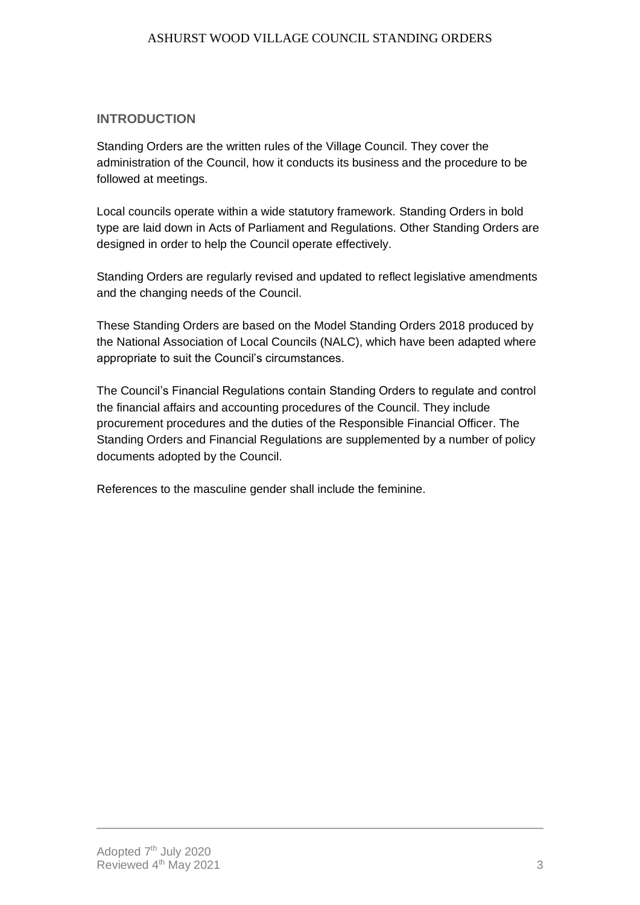## INTRODUCTION

Standing Orders are the written rules of the Village Council. They cover the administration of the Council, how it conducts its business and the procedure to be followed at meetings.

Local councils operate within a wide statutory framework. Standing Orders in bold type are laid down in Acts of Parliament and Regulations. Other Standing Orders are designed in order to help the Council operate effectively.

Standing Orders are regularly revised and updated to reflect legislative amendments and the changing needs of the Council.

These Standing Orders are based on the Model Standing Orders 2018 produced by the National Association of Local Councils (NALC), which have been adapted where appropriate to suit the Council's circumstances.

The Council's Financial Regulations contain Standing Orders to regulate and control the financial affairs and accounting procedures of the Council. They include procurement procedures and the duties of the Responsible Financial Officer. The Standing Orders and Financial Regulations are supplemented by a number of policy documents adopted by the Council.

References to the masculine gender shall include the feminine.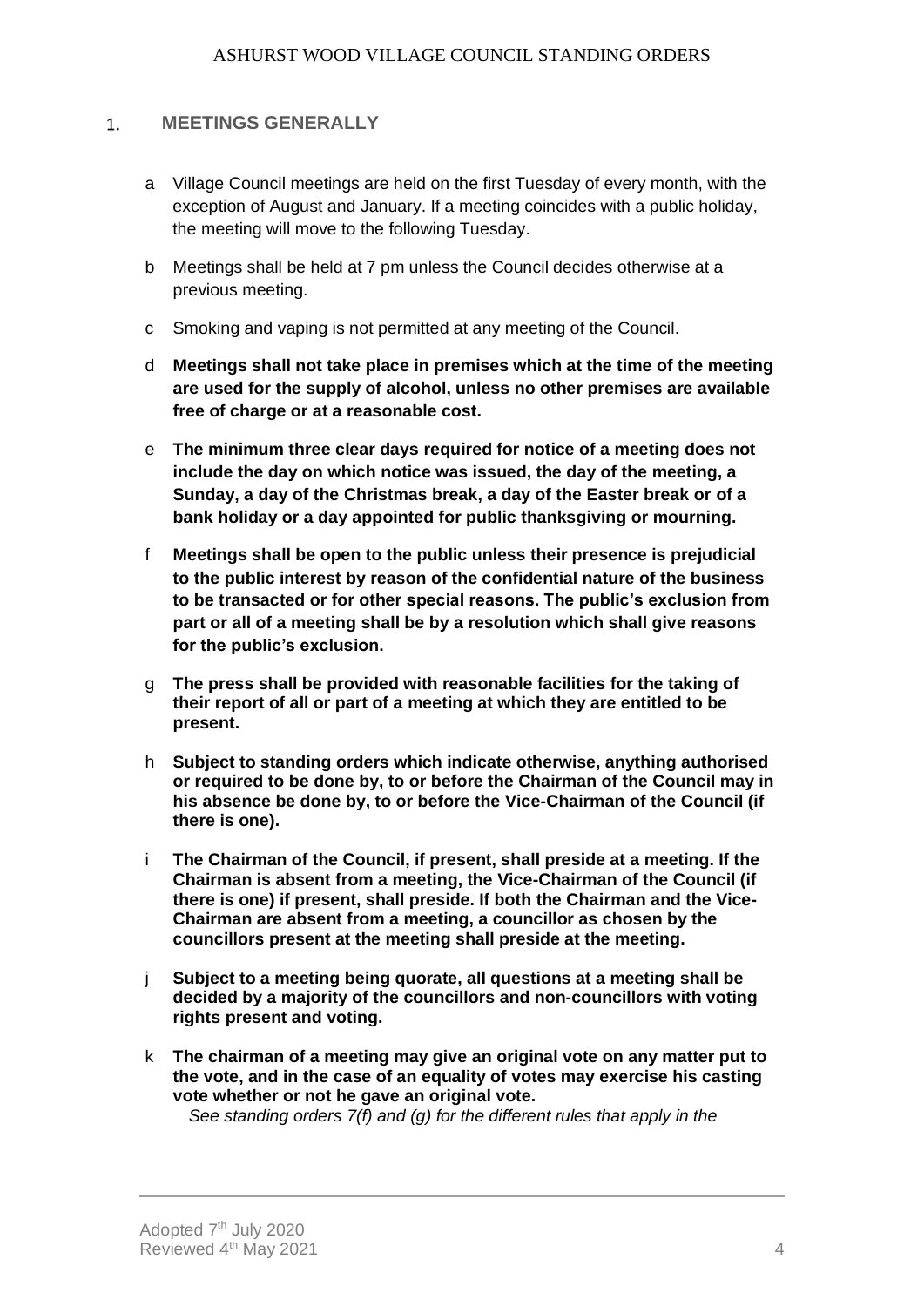## 1. MEETINGS GENERALLY

a Village Council meetings are held on the first Tuesday of every month, with the exception of August and January. If a meeting coincides with a public holiday, the meeting will move to the following Tuesday.

b Meetings shall be held at 7 pm unless the Council decides otherwise at a previous meeting.

c Smoking and vaping is not permitted at any meeting of the Council.

d **Meetings shall not take place in premises which at the time of the meeting are used for the supply of alcohol, unless no other premises are available free of charge or at a reasonable cost.**

e **The minimum three clear days required for notice of a meeting does not include the day on which notice was issued, the day of the meeting, a Sunday, a day of the Christmas break, a day of the Easter break or of a bank holiday or a day appointed for public thanksgiving or mourning.**

f **Meetings shall be open to the public unless their presence is prejudicial to the public interest by reason of the confidential nature of the business to be transacted or for other special reasons. The public's exclusion from part or all of a meeting shall be by a resolution which shall give reasons for the public's exclusion.**

g **The press shall be provided with reasonable facilities for the taking of their report of all or part of a meeting at which they are entitled to be present.**

h **Subject to standing orders which indicate otherwise, anything authorised or required to be done by, to or before the Chairman of the Council may in his absence be done by, to or before the Vice-Chairman of the Council (if there is one).**

i **The Chairman of the Council, if present, shall preside at a meeting. If the Chairman is absent from a meeting, the Vice-Chairman of the Council (if there is one) if present, shall preside. If both the Chairman and the Vice-Chairman are absent from a meeting, a councillor as chosen by the councillors present at the meeting shall preside at the meeting.**

j **Subject to a meeting being quorate, all questions at a meeting shall be decided by a majority of the councillors and non-councillors with voting rights present and voting.**

k **The chairman of a meeting may give an original vote on any matter put to the vote, and in the case of an equality of votes may exercise his casting vote whether or not he gave an original vote.**
*See standing orders 7(f) and (g) for the different rules that apply in the*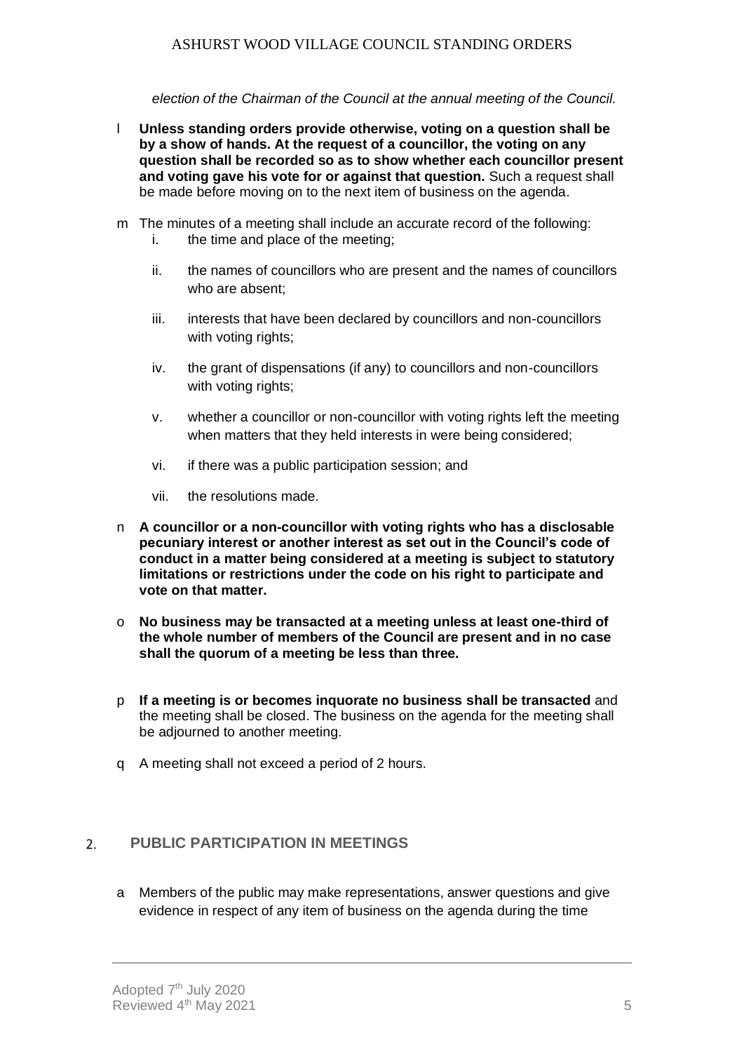*election of the Chairman of the Council at the annual meeting of the Council.*

l **Unless standing orders provide otherwise, voting on a question shall be by a show of hands. At the request of a councillor, the voting on any question shall be recorded so as to show whether each councillor present and voting gave his vote for or against that question.** Such a request shall be made before moving on to the next item of business on the agenda.

m The minutes of a meeting shall include an accurate record of the following:

  i. the time and place of the meeting;

  ii. the names of councillors who are present and the names of councillors who are absent;

  iii. interests that have been declared by councillors and non-councillors with voting rights;

  iv. the grant of dispensations (if any) to councillors and non-councillors with voting rights;

  v. whether a councillor or non-councillor with voting rights left the meeting when matters that they held interests in were being considered;

  vi. if there was a public participation session; and

  vii. the resolutions made.

n **A councillor or a non-councillor with voting rights who has a disclosable pecuniary interest or another interest as set out in the Council's code of conduct in a matter being considered at a meeting is subject to statutory limitations or restrictions under the code on his right to participate and vote on that matter.**

o **No business may be transacted at a meeting unless at least one-third of the whole number of members of the Council are present and in no case shall the quorum of a meeting be less than three.**

p **If a meeting is or becomes inquorate no business shall be transacted** and the meeting shall be closed. The business on the agenda for the meeting shall be adjourned to another meeting.

q A meeting shall not exceed a period of 2 hours.

## 2. PUBLIC PARTICIPATION IN MEETINGS

a Members of the public may make representations, answer questions and give evidence in respect of any item of business on the agenda during the time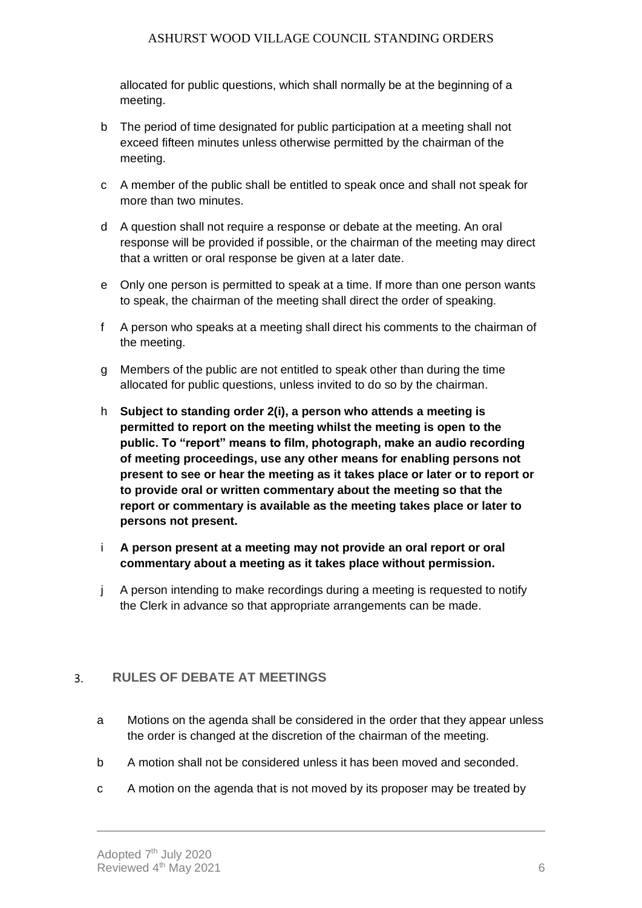allocated for public questions, which shall normally be at the beginning of a meeting.

b The period of time designated for public participation at a meeting shall not exceed fifteen minutes unless otherwise permitted by the chairman of the meeting.

c A member of the public shall be entitled to speak once and shall not speak for more than two minutes.

d A question shall not require a response or debate at the meeting. An oral response will be provided if possible, or the chairman of the meeting may direct that a written or oral response be given at a later date.

e Only one person is permitted to speak at a time. If more than one person wants to speak, the chairman of the meeting shall direct the order of speaking.

f A person who speaks at a meeting shall direct his comments to the chairman of the meeting.

g Members of the public are not entitled to speak other than during the time allocated for public questions, unless invited to do so by the chairman.

h **Subject to standing order 2(i), a person who attends a meeting is permitted to report on the meeting whilst the meeting is open to the public. To "report" means to film, photograph, make an audio recording of meeting proceedings, use any other means for enabling persons not present to see or hear the meeting as it takes place or later or to report or to provide oral or written commentary about the meeting so that the report or commentary is available as the meeting takes place or later to persons not present.**

i **A person present at a meeting may not provide an oral report or oral commentary about a meeting as it takes place without permission.**

j A person intending to make recordings during a meeting is requested to notify the Clerk in advance so that appropriate arrangements can be made.

## 3. RULES OF DEBATE AT MEETINGS

a Motions on the agenda shall be considered in the order that they appear unless the order is changed at the discretion of the chairman of the meeting.

b A motion shall not be considered unless it has been moved and seconded.

c A motion on the agenda that is not moved by its proposer may be treated by

Adopted 7th July 2020
Reviewed 4th May 2021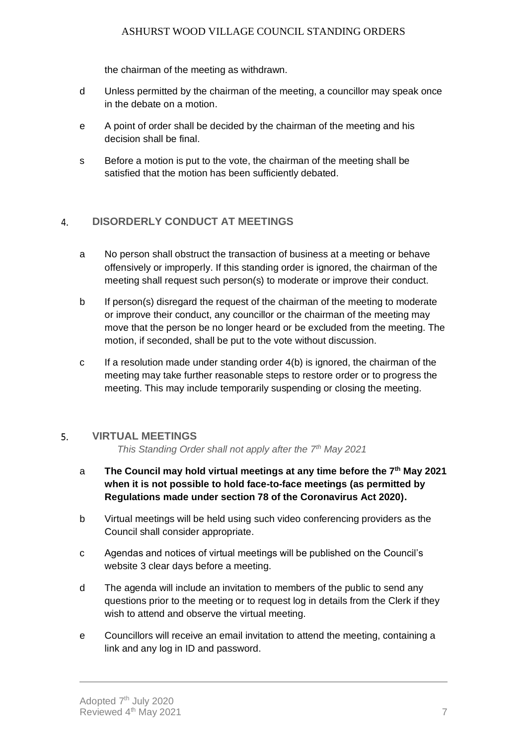the chairman of the meeting as withdrawn.

d Unless permitted by the chairman of the meeting, a councillor may speak once in the debate on a motion.

e A point of order shall be decided by the chairman of the meeting and his decision shall be final.

s Before a motion is put to the vote, the chairman of the meeting shall be satisfied that the motion has been sufficiently debated.

## 4. DISORDERLY CONDUCT AT MEETINGS

a No person shall obstruct the transaction of business at a meeting or behave offensively or improperly. If this standing order is ignored, the chairman of the meeting shall request such person(s) to moderate or improve their conduct.

b If person(s) disregard the request of the chairman of the meeting to moderate or improve their conduct, any councillor or the chairman of the meeting may move that the person be no longer heard or be excluded from the meeting. The motion, if seconded, shall be put to the vote without discussion.

c If a resolution made under standing order 4(b) is ignored, the chairman of the meeting may take further reasonable steps to restore order or to progress the meeting. This may include temporarily suspending or closing the meeting.

## 5. VIRTUAL MEETINGS

*This Standing Order shall not apply after the 7th May 2021*

a **The Council may hold virtual meetings at any time before the 7th May 2021 when it is not possible to hold face-to-face meetings (as permitted by Regulations made under section 78 of the Coronavirus Act 2020).**

b Virtual meetings will be held using such video conferencing providers as the Council shall consider appropriate.

c Agendas and notices of virtual meetings will be published on the Council's website 3 clear days before a meeting.

d The agenda will include an invitation to members of the public to send any questions prior to the meeting or to request log in details from the Clerk if they wish to attend and observe the virtual meeting.

e Councillors will receive an email invitation to attend the meeting, containing a link and any log in ID and password.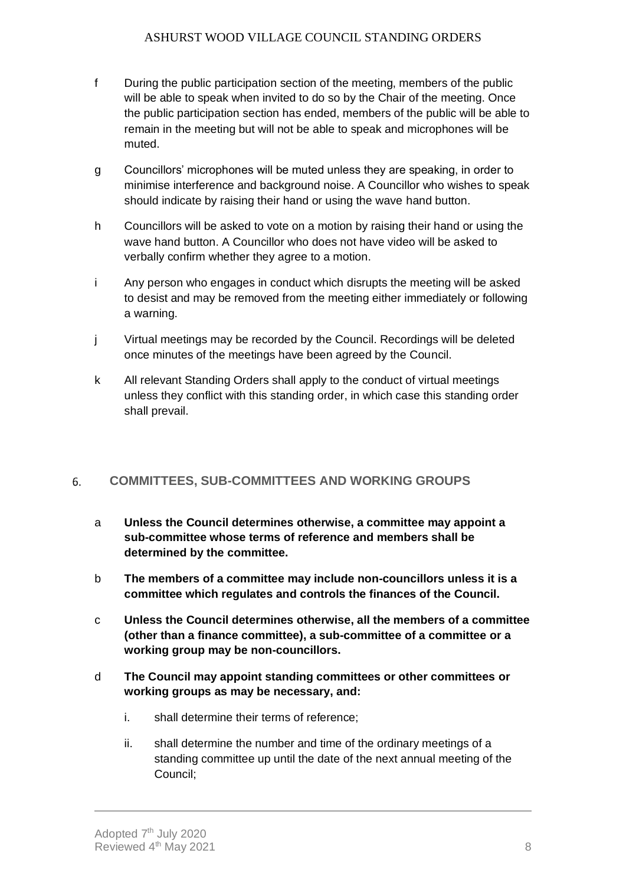f During the public participation section of the meeting, members of the public will be able to speak when invited to do so by the Chair of the meeting. Once the public participation section has ended, members of the public will be able to remain in the meeting but will not be able to speak and microphones will be muted.

g Councillors' microphones will be muted unless they are speaking, in order to minimise interference and background noise. A Councillor who wishes to speak should indicate by raising their hand or using the wave hand button.

h Councillors will be asked to vote on a motion by raising their hand or using the wave hand button. A Councillor who does not have video will be asked to verbally confirm whether they agree to a motion.

i Any person who engages in conduct which disrupts the meeting will be asked to desist and may be removed from the meeting either immediately or following a warning.

j Virtual meetings may be recorded by the Council. Recordings will be deleted once minutes of the meetings have been agreed by the Council.

k All relevant Standing Orders shall apply to the conduct of virtual meetings unless they conflict with this standing order, in which case this standing order shall prevail.

## 6. COMMITTEES, SUB-COMMITTEES AND WORKING GROUPS

a **Unless the Council determines otherwise, a committee may appoint a sub-committee whose terms of reference and members shall be determined by the committee.**

b **The members of a committee may include non-councillors unless it is a committee which regulates and controls the finances of the Council.**

c **Unless the Council determines otherwise, all the members of a committee (other than a finance committee), a sub-committee of a committee or a working group may be non-councillors.**

d **The Council may appoint standing committees or other committees or working groups as may be necessary, and:**

   i. shall determine their terms of reference;

   ii. shall determine the number and time of the ordinary meetings of a standing committee up until the date of the next annual meeting of the Council;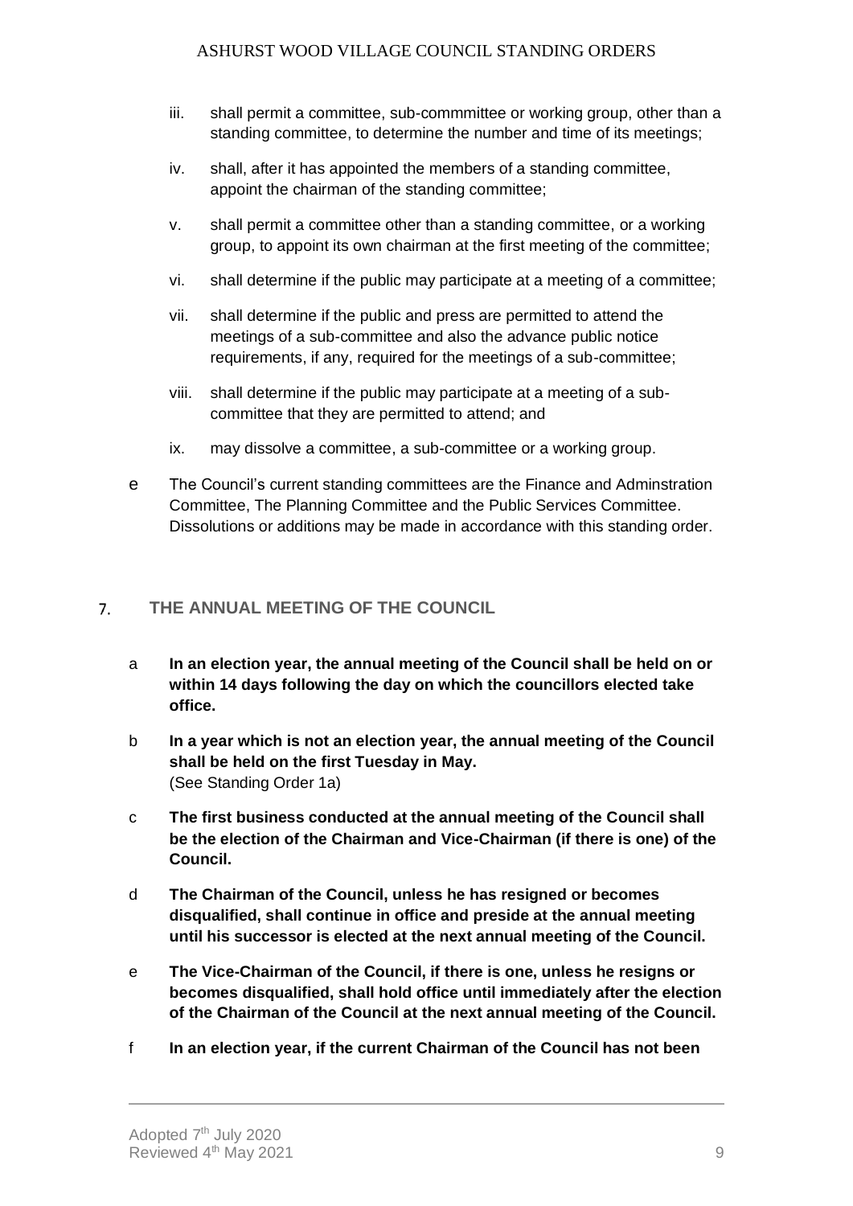iii. shall permit a committee, sub-commmittee or working group, other than a standing committee, to determine the number and time of its meetings;

iv. shall, after it has appointed the members of a standing committee, appoint the chairman of the standing committee;

v. shall permit a committee other than a standing committee, or a working group, to appoint its own chairman at the first meeting of the committee;

vi. shall determine if the public may participate at a meeting of a committee;

vii. shall determine if the public and press are permitted to attend the meetings of a sub-committee and also the advance public notice requirements, if any, required for the meetings of a sub-committee;

viii. shall determine if the public may participate at a meeting of a sub-committee that they are permitted to attend; and

ix. may dissolve a committee, a sub-committee or a working group.

e The Council's current standing committees are the Finance and Adminstration Committee, The Planning Committee and the Public Services Committee. Dissolutions or additions may be made in accordance with this standing order.

## 7. THE ANNUAL MEETING OF THE COUNCIL

a **In an election year, the annual meeting of the Council shall be held on or within 14 days following the day on which the councillors elected take office.**

b **In a year which is not an election year, the annual meeting of the Council shall be held on the first Tuesday in May.**
(See Standing Order 1a)

c **The first business conducted at the annual meeting of the Council shall be the election of the Chairman and Vice-Chairman (if there is one) of the Council.**

d **The Chairman of the Council, unless he has resigned or becomes disqualified, shall continue in office and preside at the annual meeting until his successor is elected at the next annual meeting of the Council.**

e **The Vice-Chairman of the Council, if there is one, unless he resigns or becomes disqualified, shall hold office until immediately after the election of the Chairman of the Council at the next annual meeting of the Council.**

f **In an election year, if the current Chairman of the Council has not been**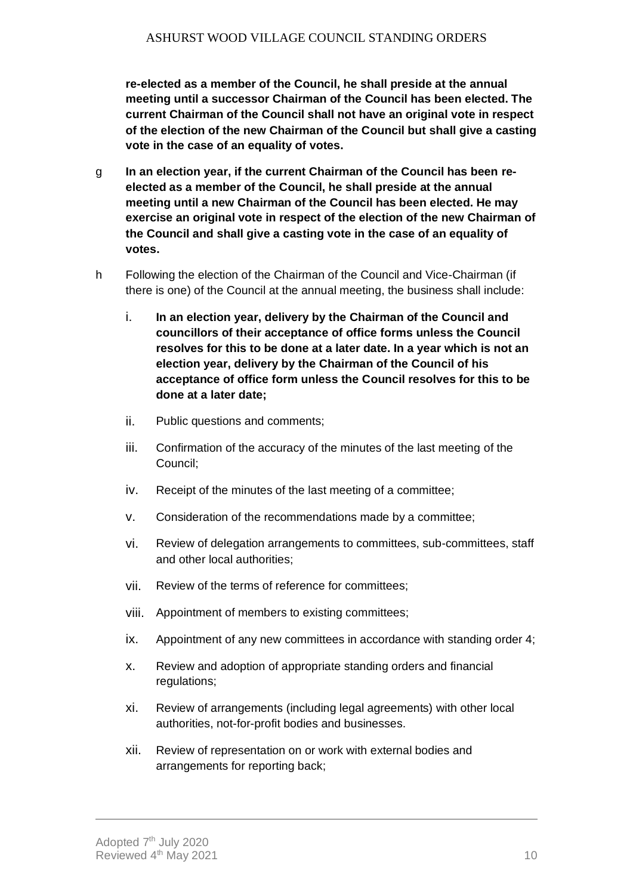**re-elected as a member of the Council, he shall preside at the annual meeting until a successor Chairman of the Council has been elected. The current Chairman of the Council shall not have an original vote in respect of the election of the new Chairman of the Council but shall give a casting vote in the case of an equality of votes.**

g **In an election year, if the current Chairman of the Council has been re-elected as a member of the Council, he shall preside at the annual meeting until a new Chairman of the Council has been elected. He may exercise an original vote in respect of the election of the new Chairman of the Council and shall give a casting vote in the case of an equality of votes.**

h Following the election of the Chairman of the Council and Vice-Chairman (if there is one) of the Council at the annual meeting, the business shall include:

i. **In an election year, delivery by the Chairman of the Council and councillors of their acceptance of office forms unless the Council resolves for this to be done at a later date. In a year which is not an election year, delivery by the Chairman of the Council of his acceptance of office form unless the Council resolves for this to be done at a later date;**

ii. Public questions and comments;

iii. Confirmation of the accuracy of the minutes of the last meeting of the Council;

iv. Receipt of the minutes of the last meeting of a committee;

v. Consideration of the recommendations made by a committee;

vi. Review of delegation arrangements to committees, sub-committees, staff and other local authorities;

vii. Review of the terms of reference for committees;

viii. Appointment of members to existing committees;

ix. Appointment of any new committees in accordance with standing order 4;

x. Review and adoption of appropriate standing orders and financial regulations;

xi. Review of arrangements (including legal agreements) with other local authorities, not-for-profit bodies and businesses.

xii. Review of representation on or work with external bodies and arrangements for reporting back;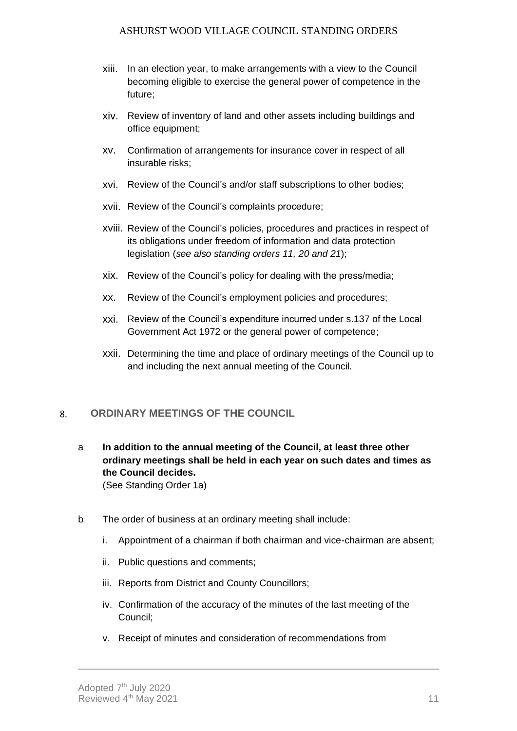xiii. In an election year, to make arrangements with a view to the Council becoming eligible to exercise the general power of competence in the future;

xiv. Review of inventory of land and other assets including buildings and office equipment;

xv. Confirmation of arrangements for insurance cover in respect of all insurable risks;

xvi. Review of the Council's and/or staff subscriptions to other bodies;

xvii. Review of the Council's complaints procedure;

xviii. Review of the Council's policies, procedures and practices in respect of its obligations under freedom of information and data protection legislation (*see also standing orders 11, 20 and 21*);

xix. Review of the Council's policy for dealing with the press/media;

xx. Review of the Council's employment policies and procedures;

xxi. Review of the Council's expenditure incurred under s.137 of the Local Government Act 1972 or the general power of competence;

xxii. Determining the time and place of ordinary meetings of the Council up to and including the next annual meeting of the Council.

## 8. ORDINARY MEETINGS OF THE COUNCIL

a **In addition to the annual meeting of the Council, at least three other ordinary meetings shall be held in each year on such dates and times as the Council decides.**
(See Standing Order 1a)

b The order of business at an ordinary meeting shall include:

i. Appointment of a chairman if both chairman and vice-chairman are absent;

ii. Public questions and comments;

iii. Reports from District and County Councillors;

iv. Confirmation of the accuracy of the minutes of the last meeting of the Council;

v. Receipt of minutes and consideration of recommendations from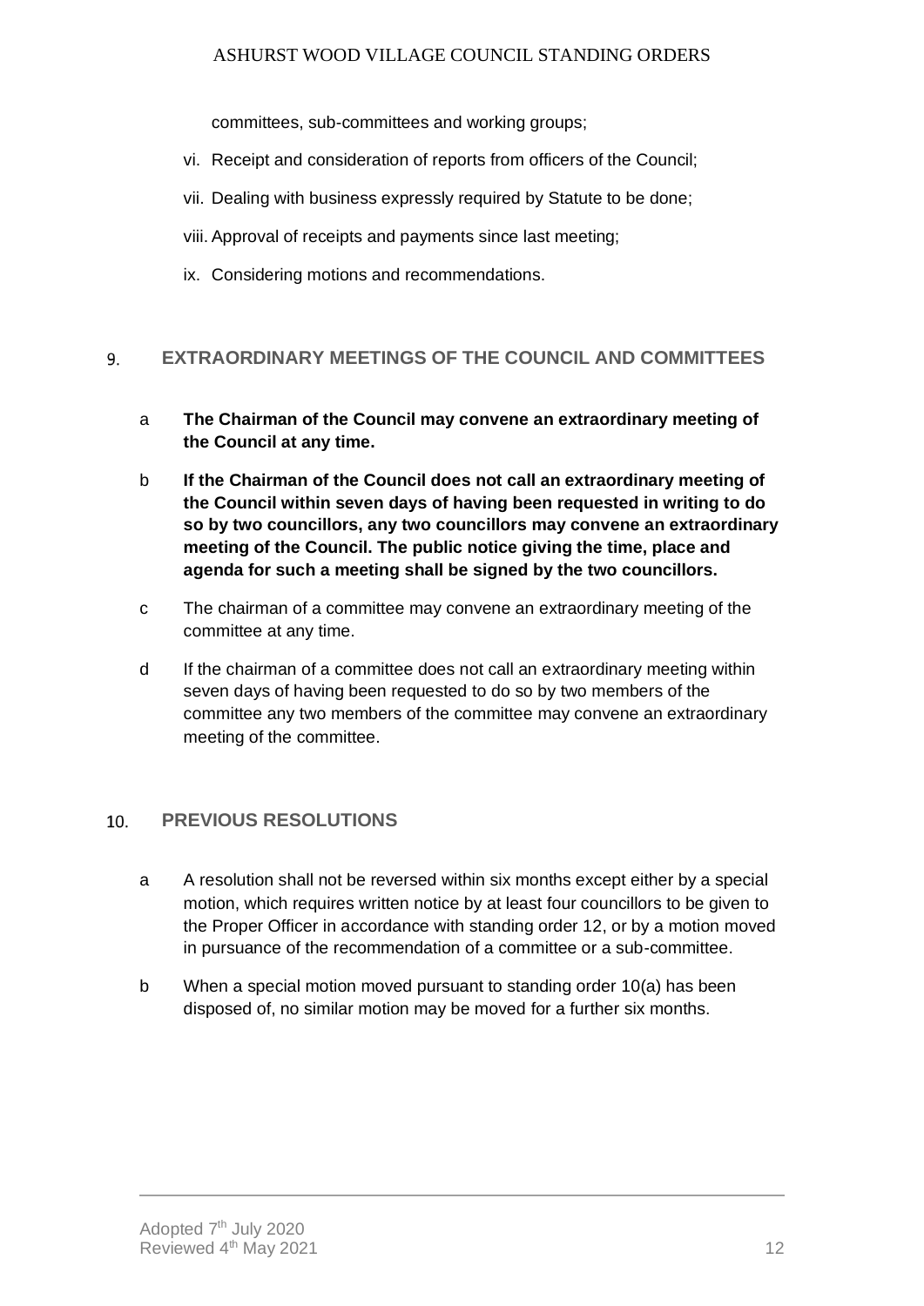committees, sub-committees and working groups;

vi. Receipt and consideration of reports from officers of the Council;

vii. Dealing with business expressly required by Statute to be done;

viii. Approval of receipts and payments since last meeting;

ix. Considering motions and recommendations.

## 9. EXTRAORDINARY MEETINGS OF THE COUNCIL AND COMMITTEES

a **The Chairman of the Council may convene an extraordinary meeting of the Council at any time.**

b **If the Chairman of the Council does not call an extraordinary meeting of the Council within seven days of having been requested in writing to do so by two councillors, any two councillors may convene an extraordinary meeting of the Council. The public notice giving the time, place and agenda for such a meeting shall be signed by the two councillors.**

c The chairman of a committee may convene an extraordinary meeting of the committee at any time.

d If the chairman of a committee does not call an extraordinary meeting within seven days of having been requested to do so by two members of the committee any two members of the committee may convene an extraordinary meeting of the committee.

## 10. PREVIOUS RESOLUTIONS

a A resolution shall not be reversed within six months except either by a special motion, which requires written notice by at least four councillors to be given to the Proper Officer in accordance with standing order 12, or by a motion moved in pursuance of the recommendation of a committee or a sub-committee.

b When a special motion moved pursuant to standing order 10(a) has been disposed of, no similar motion may be moved for a further six months.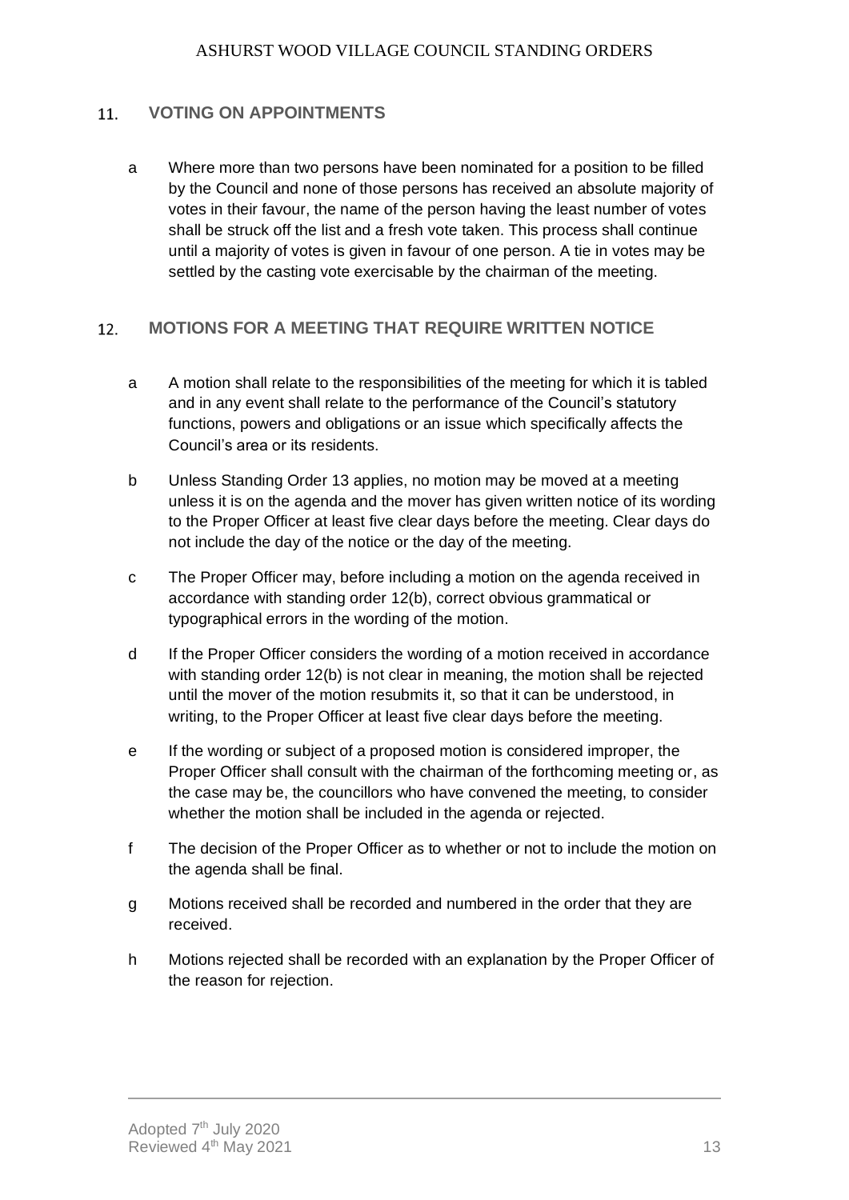## 11. VOTING ON APPOINTMENTS

a Where more than two persons have been nominated for a position to be filled by the Council and none of those persons has received an absolute majority of votes in their favour, the name of the person having the least number of votes shall be struck off the list and a fresh vote taken. This process shall continue until a majority of votes is given in favour of one person. A tie in votes may be settled by the casting vote exercisable by the chairman of the meeting.

## 12. MOTIONS FOR A MEETING THAT REQUIRE WRITTEN NOTICE

a A motion shall relate to the responsibilities of the meeting for which it is tabled and in any event shall relate to the performance of the Council's statutory functions, powers and obligations or an issue which specifically affects the Council's area or its residents.

b Unless Standing Order 13 applies, no motion may be moved at a meeting unless it is on the agenda and the mover has given written notice of its wording to the Proper Officer at least five clear days before the meeting. Clear days do not include the day of the notice or the day of the meeting.

c The Proper Officer may, before including a motion on the agenda received in accordance with standing order 12(b), correct obvious grammatical or typographical errors in the wording of the motion.

d If the Proper Officer considers the wording of a motion received in accordance with standing order 12(b) is not clear in meaning, the motion shall be rejected until the mover of the motion resubmits it, so that it can be understood, in writing, to the Proper Officer at least five clear days before the meeting.

e If the wording or subject of a proposed motion is considered improper, the Proper Officer shall consult with the chairman of the forthcoming meeting or, as the case may be, the councillors who have convened the meeting, to consider whether the motion shall be included in the agenda or rejected.

f The decision of the Proper Officer as to whether or not to include the motion on the agenda shall be final.

g Motions received shall be recorded and numbered in the order that they are received.

h Motions rejected shall be recorded with an explanation by the Proper Officer of the reason for rejection.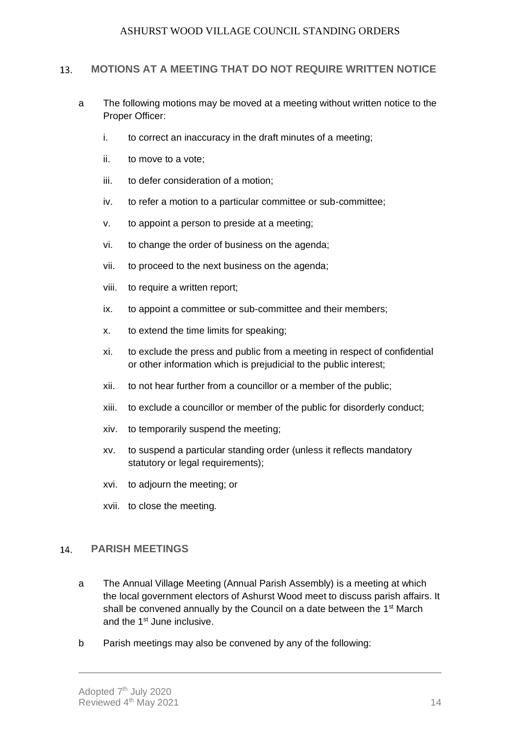## 13. MOTIONS AT A MEETING THAT DO NOT REQUIRE WRITTEN NOTICE

a. The following motions may be moved at a meeting without written notice to the Proper Officer:

   i. to correct an inaccuracy in the draft minutes of a meeting;

   ii. to move to a vote;

   iii. to defer consideration of a motion;

   iv. to refer a motion to a particular committee or sub-committee;

   v. to appoint a person to preside at a meeting;

   vi. to change the order of business on the agenda;

   vii. to proceed to the next business on the agenda;

   viii. to require a written report;

   ix. to appoint a committee or sub-committee and their members;

   x. to extend the time limits for speaking;

   xi. to exclude the press and public from a meeting in respect of confidential or other information which is prejudicial to the public interest;

   xii. to not hear further from a councillor or a member of the public;

   xiii. to exclude a councillor or member of the public for disorderly conduct;

   xiv. to temporarily suspend the meeting;

   xv. to suspend a particular standing order (unless it reflects mandatory statutory or legal requirements);

   xvi. to adjourn the meeting; or

   xvii. to close the meeting.

## 14. PARISH MEETINGS

a. The Annual Village Meeting (Annual Parish Assembly) is a meeting at which the local government electors of Ashurst Wood meet to discuss parish affairs. It shall be convened annually by the Council on a date between the 1st March and the 1st June inclusive.

b. Parish meetings may also be convened by any of the following: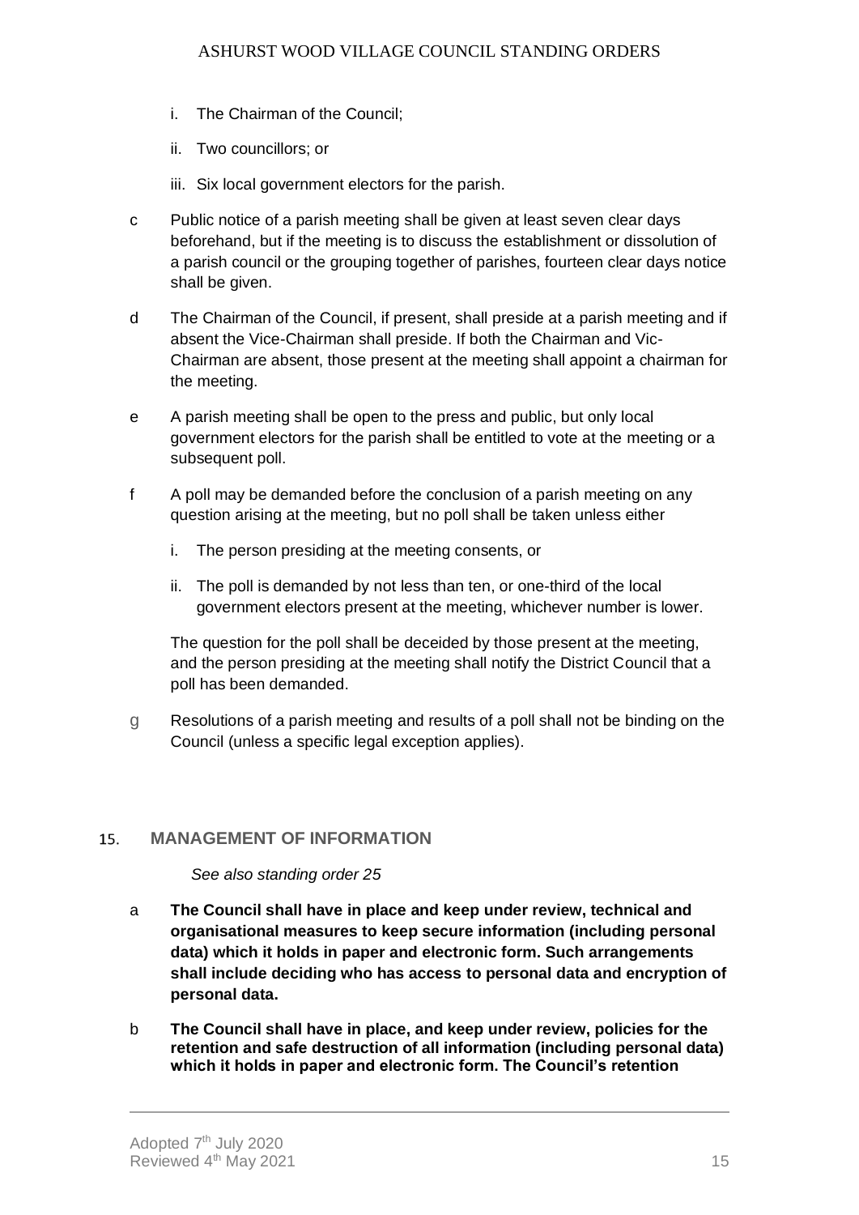i. The Chairman of the Council;

ii. Two councillors; or

iii. Six local government electors for the parish.

c Public notice of a parish meeting shall be given at least seven clear days beforehand, but if the meeting is to discuss the establishment or dissolution of a parish council or the grouping together of parishes, fourteen clear days notice shall be given.

d The Chairman of the Council, if present, shall preside at a parish meeting and if absent the Vice-Chairman shall preside. If both the Chairman and Vic-Chairman are absent, those present at the meeting shall appoint a chairman for the meeting.

e A parish meeting shall be open to the press and public, but only local government electors for the parish shall be entitled to vote at the meeting or a subsequent poll.

f A poll may be demanded before the conclusion of a parish meeting on any question arising at the meeting, but no poll shall be taken unless either

i. The person presiding at the meeting consents, or

ii. The poll is demanded by not less than ten, or one-third of the local government electors present at the meeting, whichever number is lower.

The question for the poll shall be deceided by those present at the meeting, and the person presiding at the meeting shall notify the District Council that a poll has been demanded.

g Resolutions of a parish meeting and results of a poll shall not be binding on the Council (unless a specific legal exception applies).

## 15. MANAGEMENT OF INFORMATION

*See also standing order 25*

a **The Council shall have in place and keep under review, technical and organisational measures to keep secure information (including personal data) which it holds in paper and electronic form. Such arrangements shall include deciding who has access to personal data and encryption of personal data.**

b **The Council shall have in place, and keep under review, policies for the retention and safe destruction of all information (including personal data) which it holds in paper and electronic form. The Council's retention**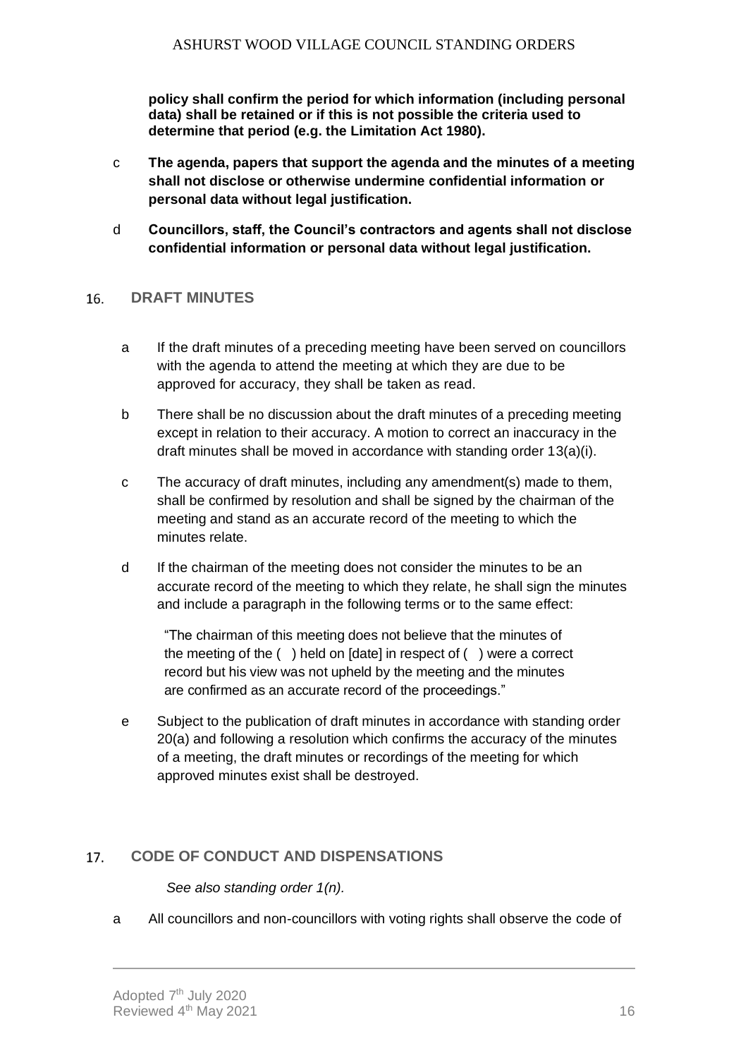**policy shall confirm the period for which information (including personal data) shall be retained or if this is not possible the criteria used to determine that period (e.g. the Limitation Act 1980).**

c **The agenda, papers that support the agenda and the minutes of a meeting shall not disclose or otherwise undermine confidential information or personal data without legal justification.**

d **Councillors, staff, the Council's contractors and agents shall not disclose confidential information or personal data without legal justification.**

## 16. DRAFT MINUTES

a If the draft minutes of a preceding meeting have been served on councillors with the agenda to attend the meeting at which they are due to be approved for accuracy, they shall be taken as read.

b There shall be no discussion about the draft minutes of a preceding meeting except in relation to their accuracy. A motion to correct an inaccuracy in the draft minutes shall be moved in accordance with standing order 13(a)(i).

c The accuracy of draft minutes, including any amendment(s) made to them, shall be confirmed by resolution and shall be signed by the chairman of the meeting and stand as an accurate record of the meeting to which the minutes relate.

d If the chairman of the meeting does not consider the minutes to be an accurate record of the meeting to which they relate, he shall sign the minutes and include a paragraph in the following terms or to the same effect:

> "The chairman of this meeting does not believe that the minutes of the meeting of the ( ) held on [date] in respect of ( ) were a correct record but his view was not upheld by the meeting and the minutes are confirmed as an accurate record of the proceedings."

e Subject to the publication of draft minutes in accordance with standing order 20(a) and following a resolution which confirms the accuracy of the minutes of a meeting, the draft minutes or recordings of the meeting for which approved minutes exist shall be destroyed.

## 17. CODE OF CONDUCT AND DISPENSATIONS

*See also standing order 1(n).*

a All councillors and non-councillors with voting rights shall observe the code of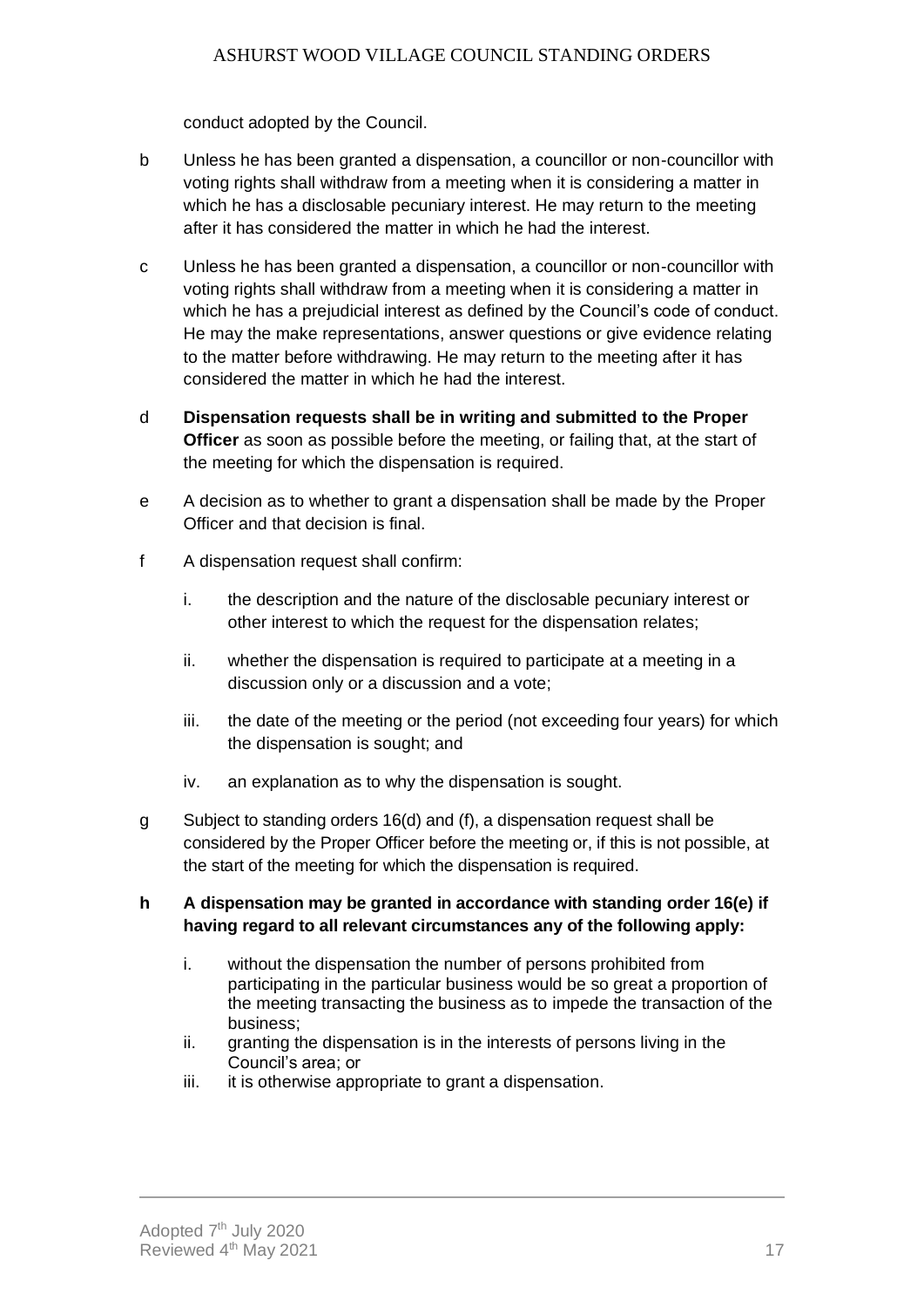conduct adopted by the Council.

b Unless he has been granted a dispensation, a councillor or non-councillor with voting rights shall withdraw from a meeting when it is considering a matter in which he has a disclosable pecuniary interest. He may return to the meeting after it has considered the matter in which he had the interest.

c Unless he has been granted a dispensation, a councillor or non-councillor with voting rights shall withdraw from a meeting when it is considering a matter in which he has a prejudicial interest as defined by the Council's code of conduct. He may the make representations, answer questions or give evidence relating to the matter before withdrawing. He may return to the meeting after it has considered the matter in which he had the interest.

d **Dispensation requests shall be in writing and submitted to the Proper Officer** as soon as possible before the meeting, or failing that, at the start of the meeting for which the dispensation is required.

e A decision as to whether to grant a dispensation shall be made by the Proper Officer and that decision is final.

f A dispensation request shall confirm:

i. the description and the nature of the disclosable pecuniary interest or other interest to which the request for the dispensation relates;

ii. whether the dispensation is required to participate at a meeting in a discussion only or a discussion and a vote;

iii. the date of the meeting or the period (not exceeding four years) for which the dispensation is sought; and

iv. an explanation as to why the dispensation is sought.

g Subject to standing orders 16(d) and (f), a dispensation request shall be considered by the Proper Officer before the meeting or, if this is not possible, at the start of the meeting for which the dispensation is required.

**h A dispensation may be granted in accordance with standing order 16(e) if having regard to all relevant circumstances any of the following apply:**

i. without the dispensation the number of persons prohibited from participating in the particular business would be so great a proportion of the meeting transacting the business as to impede the transaction of the business;
ii. granting the dispensation is in the interests of persons living in the Council's area; or
iii. it is otherwise appropriate to grant a dispensation.

Adopted 7th July 2020
Reviewed 4th May 2021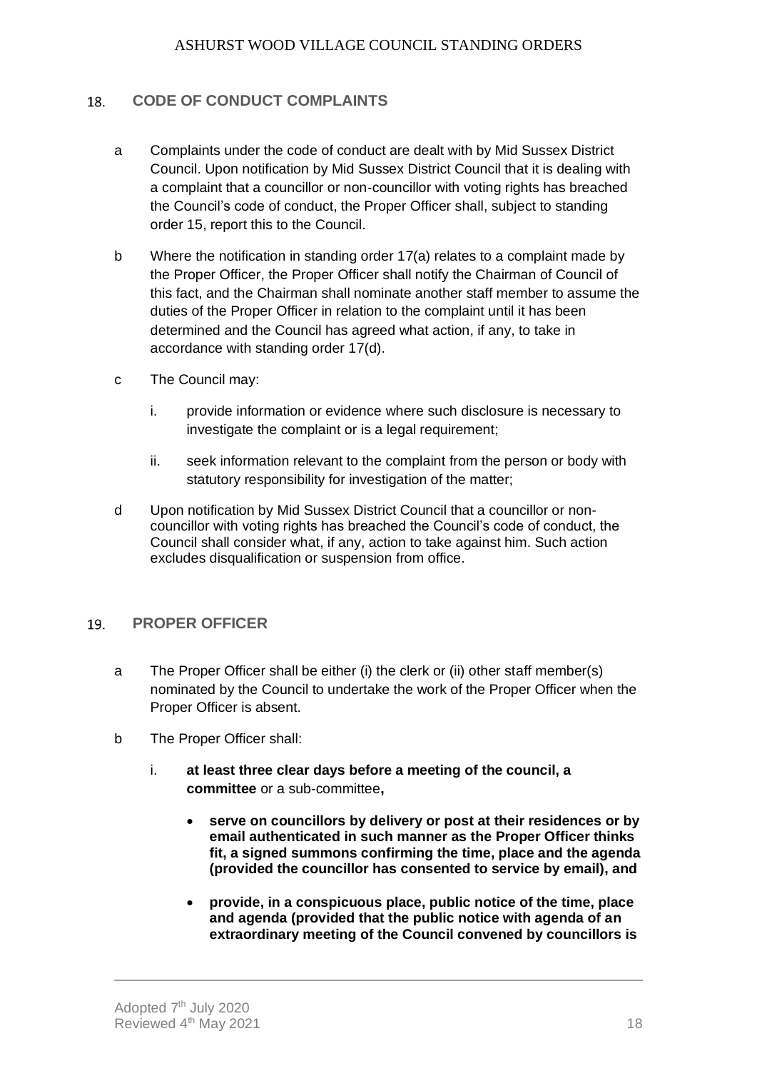## 18. CODE OF CONDUCT COMPLAINTS

a Complaints under the code of conduct are dealt with by Mid Sussex District Council. Upon notification by Mid Sussex District Council that it is dealing with a complaint that a councillor or non-councillor with voting rights has breached the Council's code of conduct, the Proper Officer shall, subject to standing order 15, report this to the Council.

b Where the notification in standing order 17(a) relates to a complaint made by the Proper Officer, the Proper Officer shall notify the Chairman of Council of this fact, and the Chairman shall nominate another staff member to assume the duties of the Proper Officer in relation to the complaint until it has been determined and the Council has agreed what action, if any, to take in accordance with standing order 17(d).

c The Council may:

  i. provide information or evidence where such disclosure is necessary to investigate the complaint or is a legal requirement;

  ii. seek information relevant to the complaint from the person or body with statutory responsibility for investigation of the matter;

d Upon notification by Mid Sussex District Council that a councillor or non-councillor with voting rights has breached the Council's code of conduct, the Council shall consider what, if any, action to take against him. Such action excludes disqualification or suspension from office.

## 19. PROPER OFFICER

a The Proper Officer shall be either (i) the clerk or (ii) other staff member(s) nominated by the Council to undertake the work of the Proper Officer when the Proper Officer is absent.

b The Proper Officer shall:

  i. **at least three clear days before a meeting of the council, a committee** or a sub-committee**,**

  - **serve on councillors by delivery or post at their residences or by email authenticated in such manner as the Proper Officer thinks fit, a signed summons confirming the time, place and the agenda (provided the councillor has consented to service by email), and**

  - **provide, in a conspicuous place, public notice of the time, place and agenda (provided that the public notice with agenda of an extraordinary meeting of the Council convened by councillors is**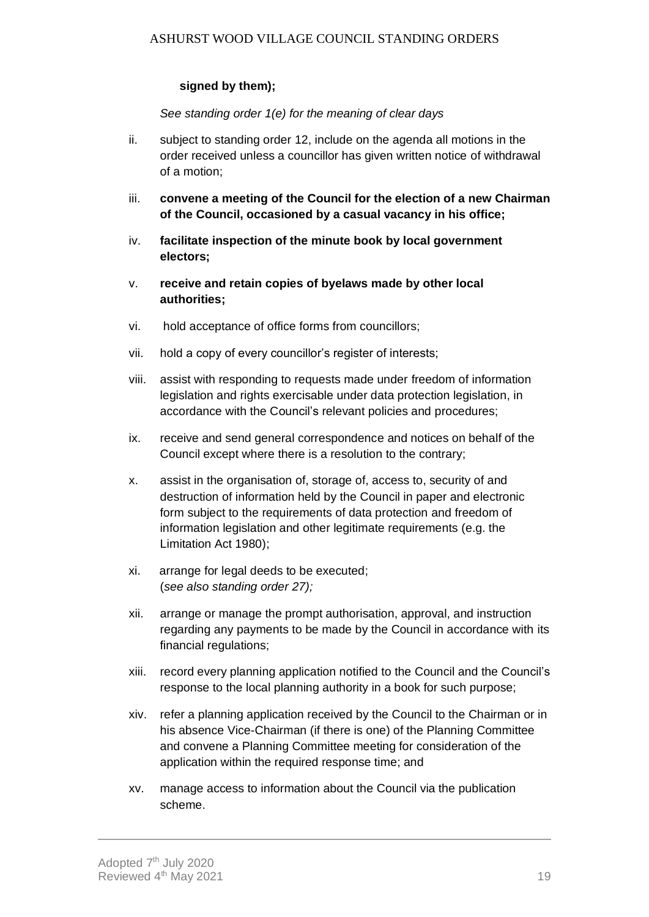**signed by them);**

*See standing order 1(e) for the meaning of clear days*

ii. subject to standing order 12, include on the agenda all motions in the order received unless a councillor has given written notice of withdrawal of a motion;

iii. **convene a meeting of the Council for the election of a new Chairman of the Council, occasioned by a casual vacancy in his office;**

iv. **facilitate inspection of the minute book by local government electors;**

v. **receive and retain copies of byelaws made by other local authorities;**

vi. hold acceptance of office forms from councillors;

vii. hold a copy of every councillor's register of interests;

viii. assist with responding to requests made under freedom of information legislation and rights exercisable under data protection legislation, in accordance with the Council's relevant policies and procedures;

ix. receive and send general correspondence and notices on behalf of the Council except where there is a resolution to the contrary;

x. assist in the organisation of, storage of, access to, security of and destruction of information held by the Council in paper and electronic form subject to the requirements of data protection and freedom of information legislation and other legitimate requirements (e.g. the Limitation Act 1980);

xi. arrange for legal deeds to be executed;
(*see also standing order 27);*

xii. arrange or manage the prompt authorisation, approval, and instruction regarding any payments to be made by the Council in accordance with its financial regulations;

xiii. record every planning application notified to the Council and the Council's response to the local planning authority in a book for such purpose;

xiv. refer a planning application received by the Council to the Chairman or in his absence Vice-Chairman (if there is one) of the Planning Committee and convene a Planning Committee meeting for consideration of the application within the required response time; and

xv. manage access to information about the Council via the publication scheme.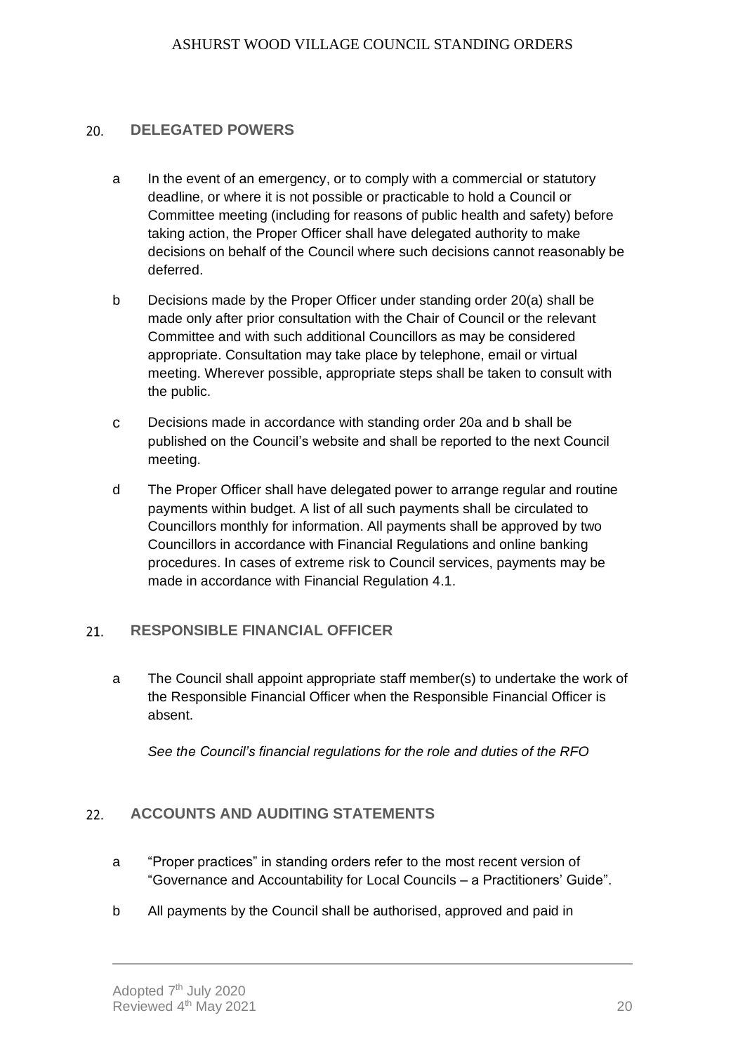## 20. DELEGATED POWERS

a In the event of an emergency, or to comply with a commercial or statutory deadline, or where it is not possible or practicable to hold a Council or Committee meeting (including for reasons of public health and safety) before taking action, the Proper Officer shall have delegated authority to make decisions on behalf of the Council where such decisions cannot reasonably be deferred.

b Decisions made by the Proper Officer under standing order 20(a) shall be made only after prior consultation with the Chair of Council or the relevant Committee and with such additional Councillors as may be considered appropriate. Consultation may take place by telephone, email or virtual meeting. Wherever possible, appropriate steps shall be taken to consult with the public.

c Decisions made in accordance with standing order 20a and b shall be published on the Council's website and shall be reported to the next Council meeting.

d The Proper Officer shall have delegated power to arrange regular and routine payments within budget. A list of all such payments shall be circulated to Councillors monthly for information. All payments shall be approved by two Councillors in accordance with Financial Regulations and online banking procedures. In cases of extreme risk to Council services, payments may be made in accordance with Financial Regulation 4.1.

## 21. RESPONSIBLE FINANCIAL OFFICER

a The Council shall appoint appropriate staff member(s) to undertake the work of the Responsible Financial Officer when the Responsible Financial Officer is absent.

*See the Council's financial regulations for the role and duties of the RFO*

## 22. ACCOUNTS AND AUDITING STATEMENTS

a "Proper practices" in standing orders refer to the most recent version of "Governance and Accountability for Local Councils – a Practitioners' Guide".

b All payments by the Council shall be authorised, approved and paid in

Adopted 7th July 2020
Reviewed 4th May 2021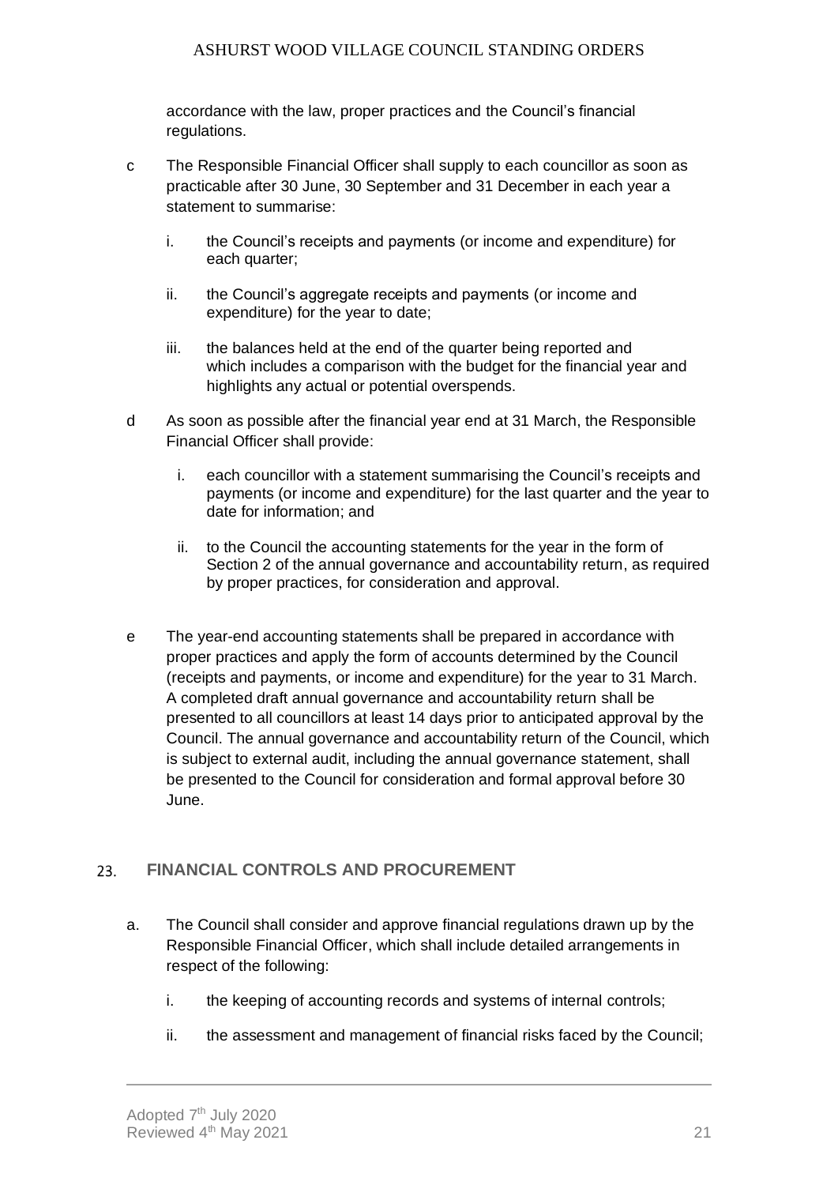accordance with the law, proper practices and the Council's financial regulations.

c The Responsible Financial Officer shall supply to each councillor as soon as practicable after 30 June, 30 September and 31 December in each year a statement to summarise:

   i. the Council's receipts and payments (or income and expenditure) for each quarter;

   ii. the Council's aggregate receipts and payments (or income and expenditure) for the year to date;

   iii. the balances held at the end of the quarter being reported and which includes a comparison with the budget for the financial year and highlights any actual or potential overspends.

d As soon as possible after the financial year end at 31 March, the Responsible Financial Officer shall provide:

   i. each councillor with a statement summarising the Council's receipts and payments (or income and expenditure) for the last quarter and the year to date for information; and

   ii. to the Council the accounting statements for the year in the form of Section 2 of the annual governance and accountability return, as required by proper practices, for consideration and approval.

e The year-end accounting statements shall be prepared in accordance with proper practices and apply the form of accounts determined by the Council (receipts and payments, or income and expenditure) for the year to 31 March. A completed draft annual governance and accountability return shall be presented to all councillors at least 14 days prior to anticipated approval by the Council. The annual governance and accountability return of the Council, which is subject to external audit, including the annual governance statement, shall be presented to the Council for consideration and formal approval before 30 June.

## 23. FINANCIAL CONTROLS AND PROCUREMENT

a. The Council shall consider and approve financial regulations drawn up by the Responsible Financial Officer, which shall include detailed arrangements in respect of the following:

   i. the keeping of accounting records and systems of internal controls;

   ii. the assessment and management of financial risks faced by the Council;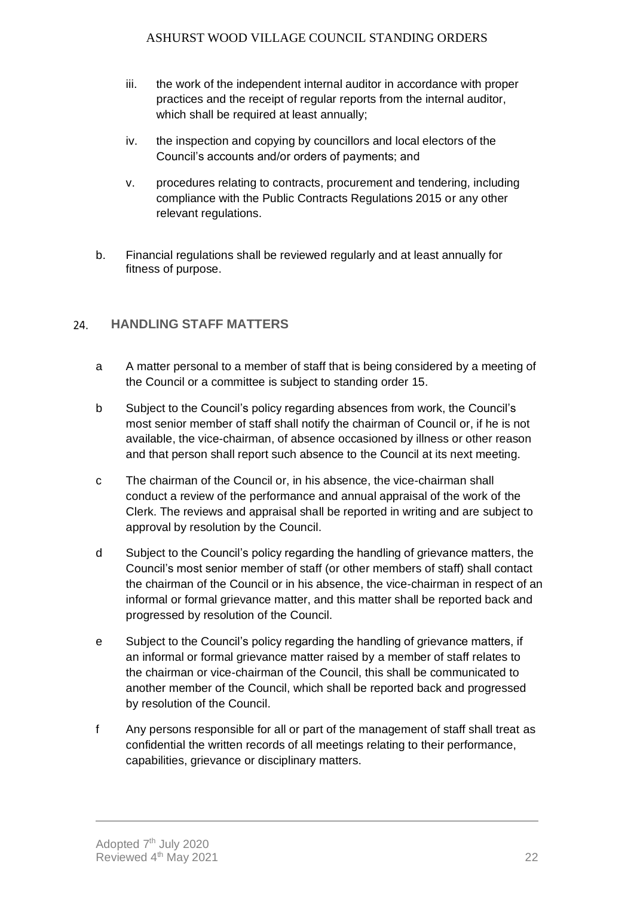iii. the work of the independent internal auditor in accordance with proper practices and the receipt of regular reports from the internal auditor, which shall be required at least annually;

iv. the inspection and copying by councillors and local electors of the Council's accounts and/or orders of payments; and

v. procedures relating to contracts, procurement and tendering, including compliance with the Public Contracts Regulations 2015 or any other relevant regulations.

b. Financial regulations shall be reviewed regularly and at least annually for fitness of purpose.

## 24. HANDLING STAFF MATTERS

a A matter personal to a member of staff that is being considered by a meeting of the Council or a committee is subject to standing order 15.

b Subject to the Council's policy regarding absences from work, the Council's most senior member of staff shall notify the chairman of Council or, if he is not available, the vice-chairman, of absence occasioned by illness or other reason and that person shall report such absence to the Council at its next meeting.

c The chairman of the Council or, in his absence, the vice-chairman shall conduct a review of the performance and annual appraisal of the work of the Clerk. The reviews and appraisal shall be reported in writing and are subject to approval by resolution by the Council.

d Subject to the Council's policy regarding the handling of grievance matters, the Council's most senior member of staff (or other members of staff) shall contact the chairman of the Council or in his absence, the vice-chairman in respect of an informal or formal grievance matter, and this matter shall be reported back and progressed by resolution of the Council.

e Subject to the Council's policy regarding the handling of grievance matters, if an informal or formal grievance matter raised by a member of staff relates to the chairman or vice-chairman of the Council, this shall be communicated to another member of the Council, which shall be reported back and progressed by resolution of the Council.

f Any persons responsible for all or part of the management of staff shall treat as confidential the written records of all meetings relating to their performance, capabilities, grievance or disciplinary matters.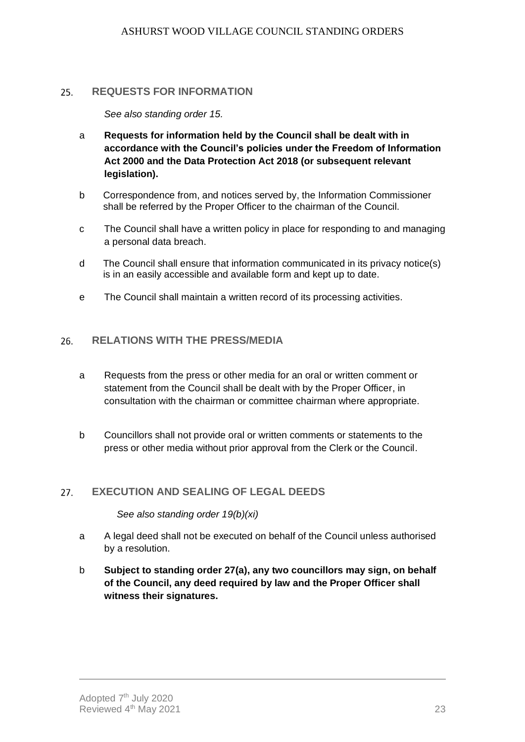## 25. REQUESTS FOR INFORMATION

*See also standing order 15.*

a **Requests for information held by the Council shall be dealt with in accordance with the Council's policies under the Freedom of Information Act 2000 and the Data Protection Act 2018 (or subsequent relevant legislation).**

b Correspondence from, and notices served by, the Information Commissioner shall be referred by the Proper Officer to the chairman of the Council.

c The Council shall have a written policy in place for responding to and managing a personal data breach.

d The Council shall ensure that information communicated in its privacy notice(s) is in an easily accessible and available form and kept up to date.

e The Council shall maintain a written record of its processing activities.

## 26. RELATIONS WITH THE PRESS/MEDIA

a Requests from the press or other media for an oral or written comment or statement from the Council shall be dealt with by the Proper Officer, in consultation with the chairman or committee chairman where appropriate.

b Councillors shall not provide oral or written comments or statements to the press or other media without prior approval from the Clerk or the Council.

## 27. EXECUTION AND SEALING OF LEGAL DEEDS

*See also standing order 19(b)(xi)*

a A legal deed shall not be executed on behalf of the Council unless authorised by a resolution.

b **Subject to standing order 27(a), any two councillors may sign, on behalf of the Council, any deed required by law and the Proper Officer shall witness their signatures.**

Adopted 7th July 2020
Reviewed 4th May 2021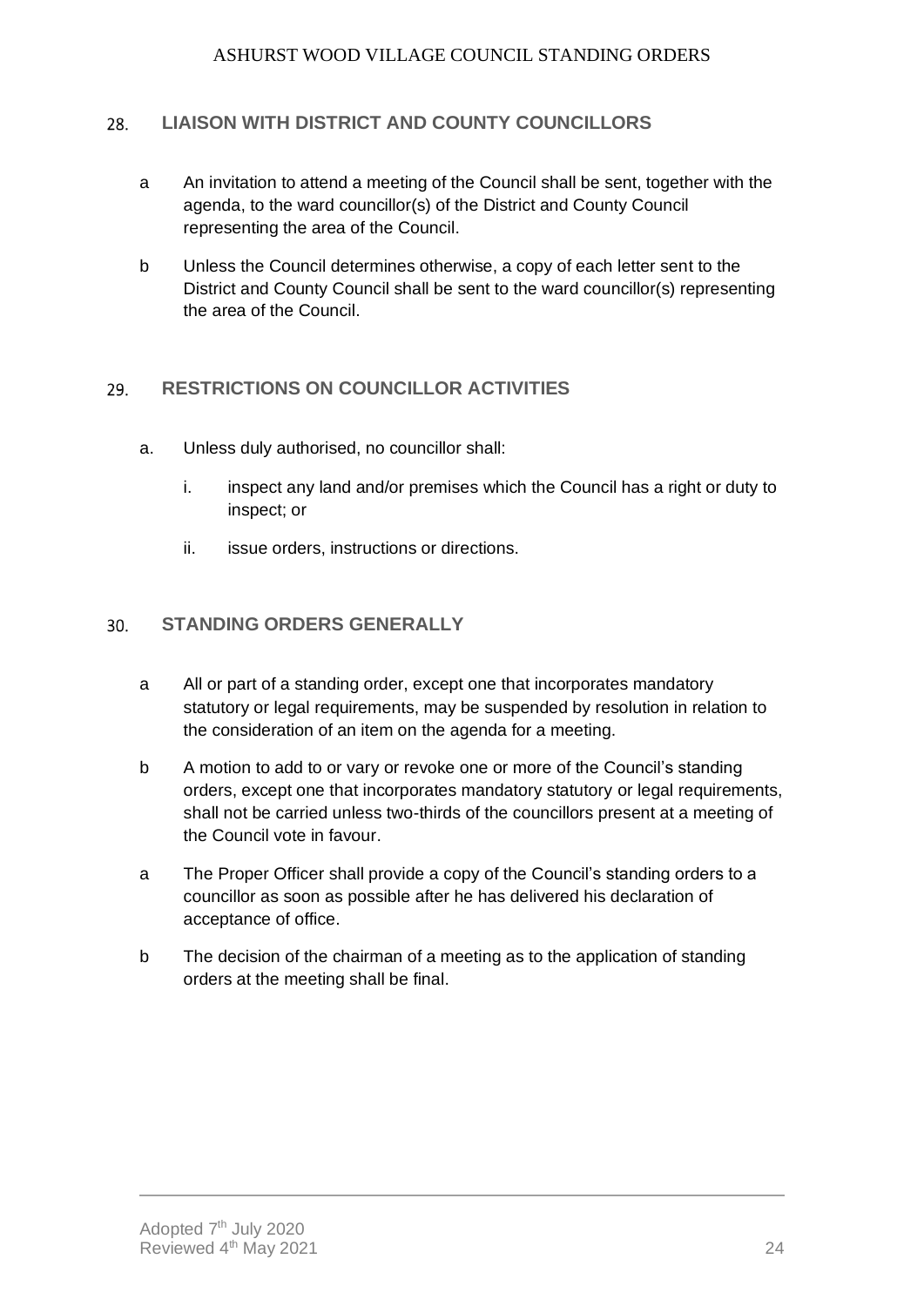## 28. LIAISON WITH DISTRICT AND COUNTY COUNCILLORS

a An invitation to attend a meeting of the Council shall be sent, together with the agenda, to the ward councillor(s) of the District and County Council representing the area of the Council.

b Unless the Council determines otherwise, a copy of each letter sent to the District and County Council shall be sent to the ward councillor(s) representing the area of the Council.

## 29. RESTRICTIONS ON COUNCILLOR ACTIVITIES

a. Unless duly authorised, no councillor shall:

   i. inspect any land and/or premises which the Council has a right or duty to inspect; or

   ii. issue orders, instructions or directions.

## 30. STANDING ORDERS GENERALLY

a All or part of a standing order, except one that incorporates mandatory statutory or legal requirements, may be suspended by resolution in relation to the consideration of an item on the agenda for a meeting.

b A motion to add to or vary or revoke one or more of the Council's standing orders, except one that incorporates mandatory statutory or legal requirements, shall not be carried unless two-thirds of the councillors present at a meeting of the Council vote in favour.

a The Proper Officer shall provide a copy of the Council's standing orders to a councillor as soon as possible after he has delivered his declaration of acceptance of office.

b The decision of the chairman of a meeting as to the application of standing orders at the meeting shall be final.